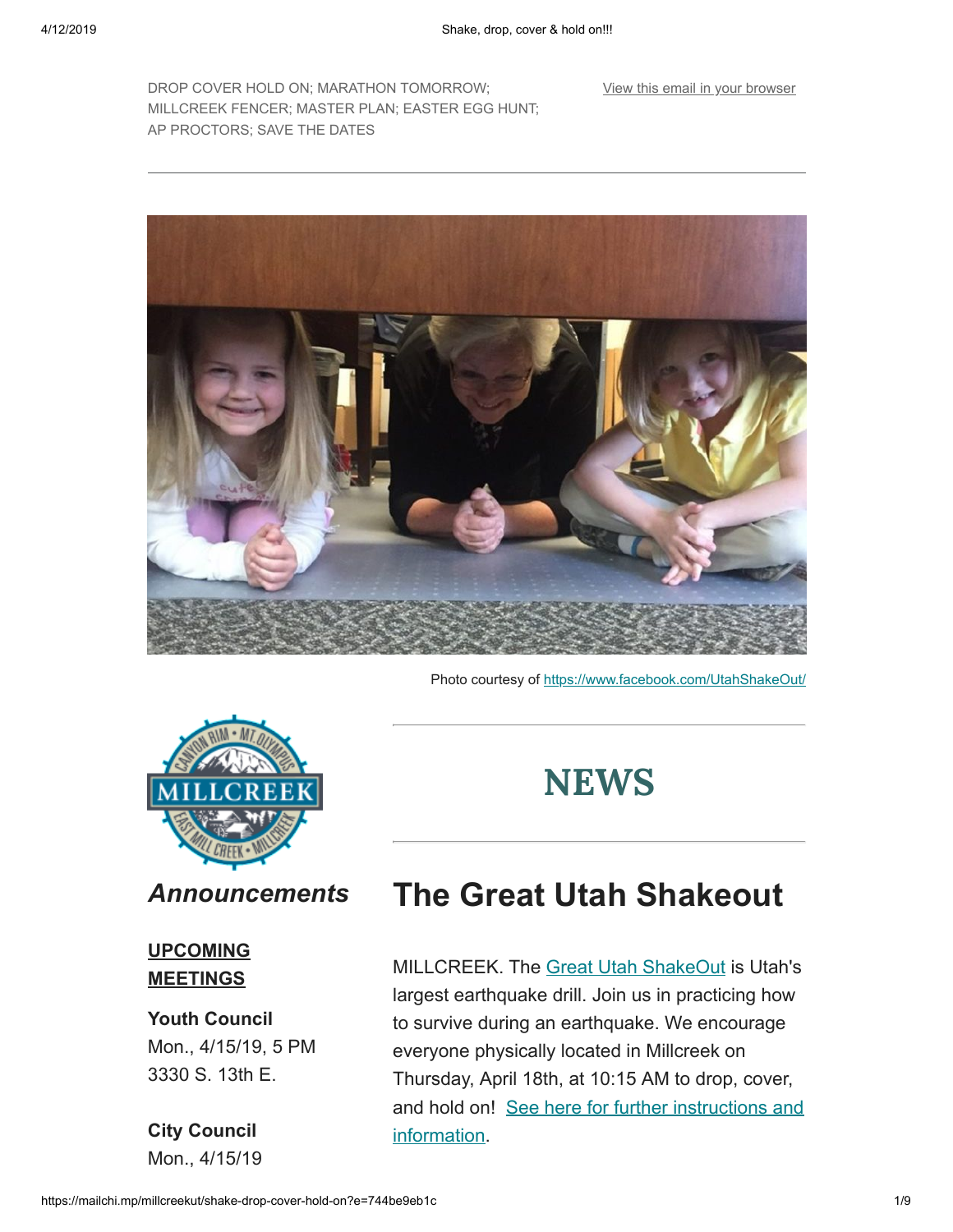DROP COVER HOLD ON; MARATHON TOMORROW; MILLCREEK FENCER; MASTER PLAN; EASTER EGG HUNT; AP PROCTORS; SAVE THE DATES

View this email in your browser

Photo courtesy of https://www.facebook.com/UtahShakeOut/

# NEWS

## The Great Utah Shakeout

MILLCREEK. The Great Utah ShakeOut is Utah's largest earthquake drill. Join us in practicing how to survive during an earthquake. We encourage everyone physically located in Millcreek on Thursday, April 18th, at 10:15 AM to drop, cover, and hold on! See here for further instructions and information.

## *Announcements*

**UPCOMING MEETINGS**

**Youth Council**
Mon., 4/15/19, 5 PM
3330 S. 13th E.

**City Council**
Mon., 4/15/19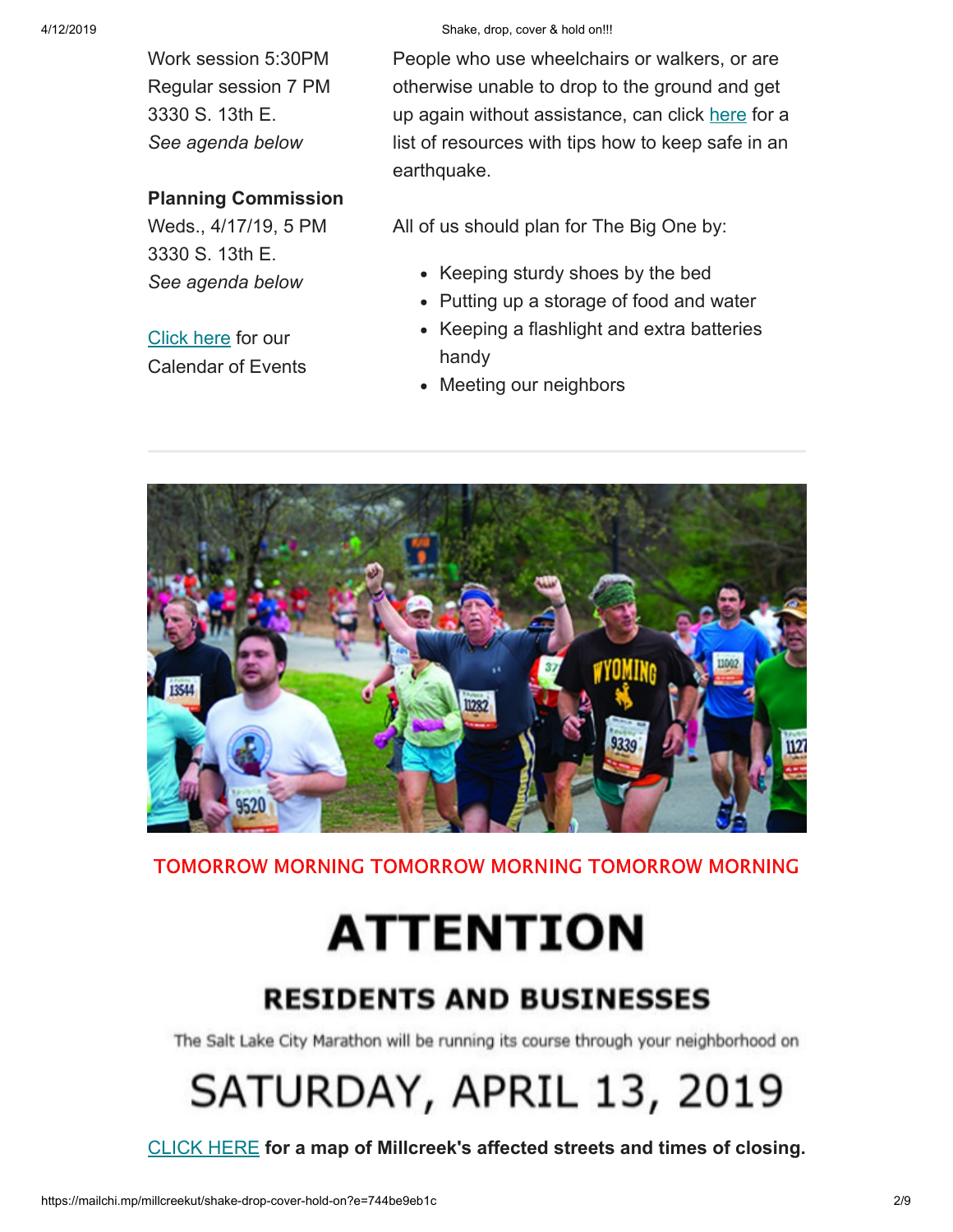Work session 5:30PM
Regular session 7 PM
3330 S. 13th E.
*See agenda below*

**Planning Commission**
Weds., 4/17/19, 5 PM
3330 S. 13th E.
*See agenda below*

Click here for our Calendar of Events

People who use wheelchairs or walkers, or are otherwise unable to drop to the ground and get up again without assistance, can click here for a list of resources with tips how to keep safe in an earthquake.

All of us should plan for The Big One by:

- Keeping sturdy shoes by the bed
- Putting up a storage of food and water
- Keeping a flashlight and extra batteries handy
- Meeting our neighbors

---

TOMORROW MORNING TOMORROW MORNING TOMORROW MORNING

# ATTENTION

## RESIDENTS AND BUSINESSES

The Salt Lake City Marathon will be running its course through your neighborhood on

# SATURDAY, APRIL 13, 2019

CLICK HERE **for a map of Millcreek's affected streets and times of closing.**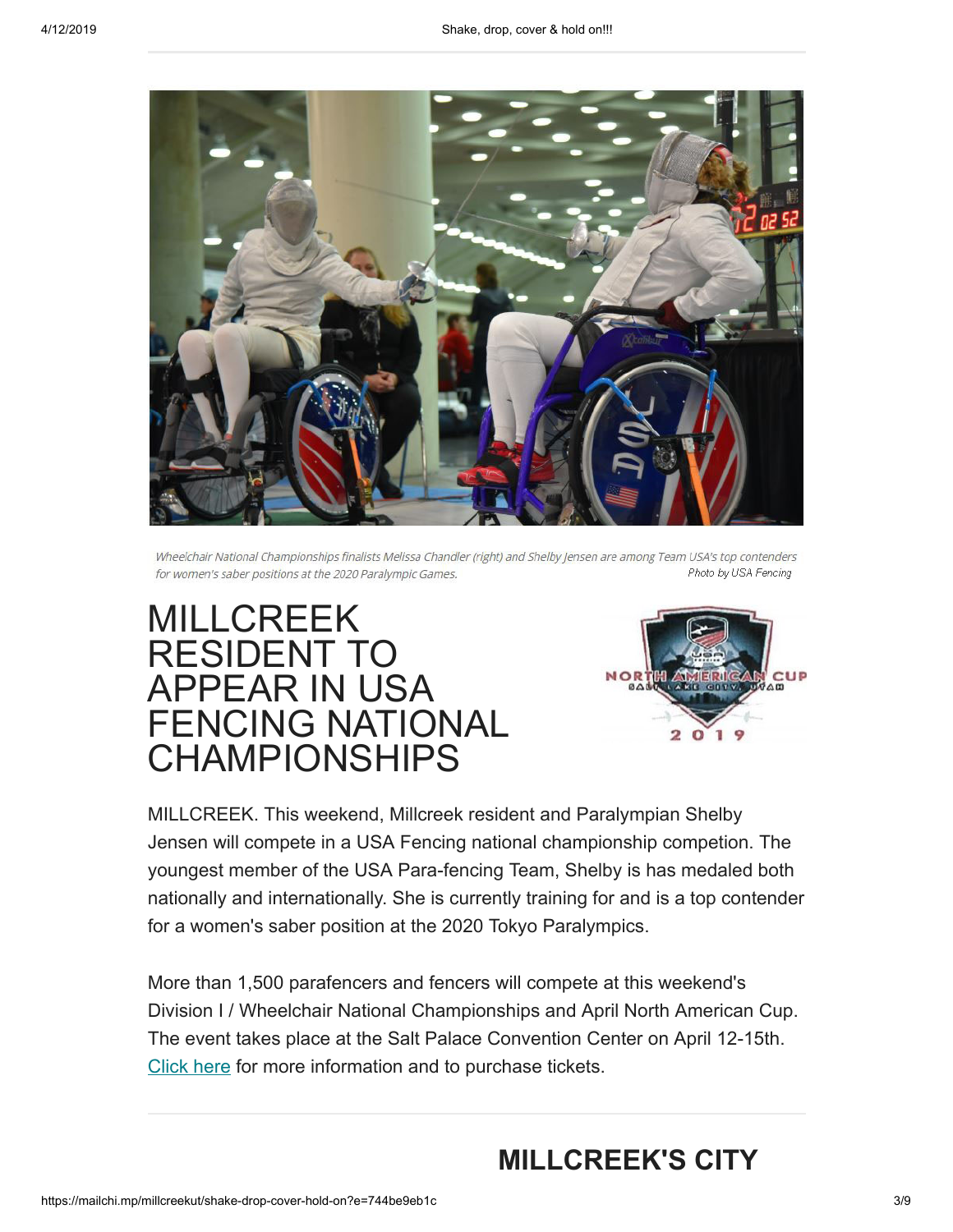Wheelchair National Championships finalists Melissa Chandler (right) and Shelby Jensen are among Team USA's top contenders for women's saber positions at the 2020 Paralympic Games. Photo by USA Fencing

# MILLCREEK RESIDENT TO APPEAR IN USA FENCING NATIONAL CHAMPIONSHIPS

MILLCREEK. This weekend, Millcreek resident and Paralympian Shelby Jensen will compete in a USA Fencing national championship competion. The youngest member of the USA Para-fencing Team, Shelby is has medaled both nationally and internationally. She is currently training for and is a top contender for a women's saber position at the 2020 Tokyo Paralympics.

More than 1,500 parafencers and fencers will compete at this weekend's Division I / Wheelchair National Championships and April North American Cup. The event takes place at the Salt Palace Convention Center on April 12-15th. Click here for more information and to purchase tickets.

## MILLCREEK'S CITY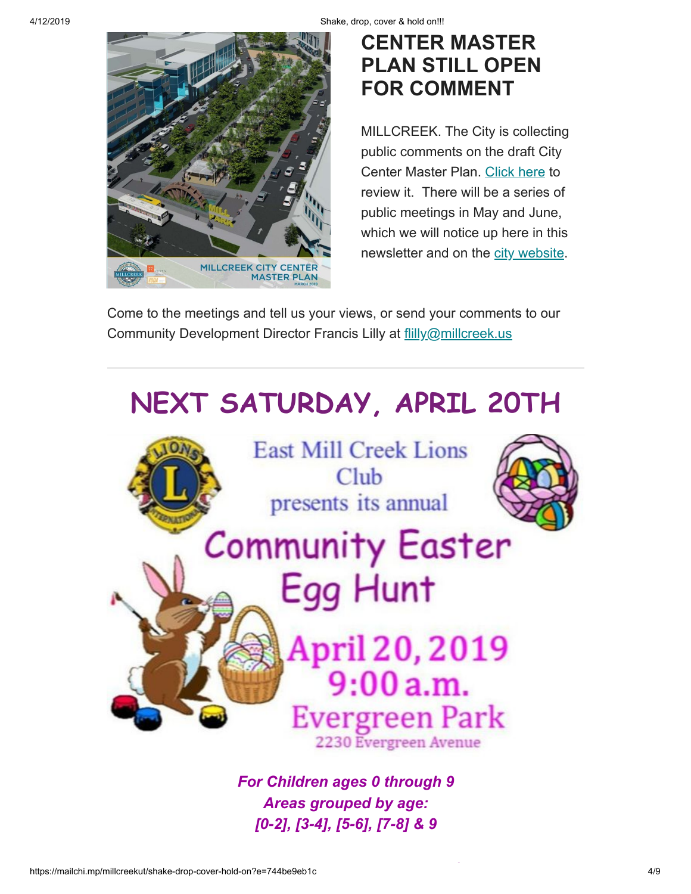## CENTER MASTER PLAN STILL OPEN FOR COMMENT

MILLCREEK CITY CENTER MASTER PLAN

MILLCREEK. The City is collecting public comments on the draft City Center Master Plan. Click here to review it. There will be a series of public meetings in May and June, which we will notice up here in this newsletter and on the city website.

Come to the meetings and tell us your views, or send your comments to our Community Development Director Francis Lilly at flilly@millcreek.us

---

# NEXT SATURDAY, APRIL 20TH

East Mill Creek Lions Club presents its annual

## Community Easter Egg Hunt

**April 20, 2019**
**9:00 a.m.**
**Evergreen Park**
2230 Evergreen Avenue

***For Children ages 0 through 9***
***Areas grouped by age:***
***[0-2], [3-4], [5-6], [7-8] & 9***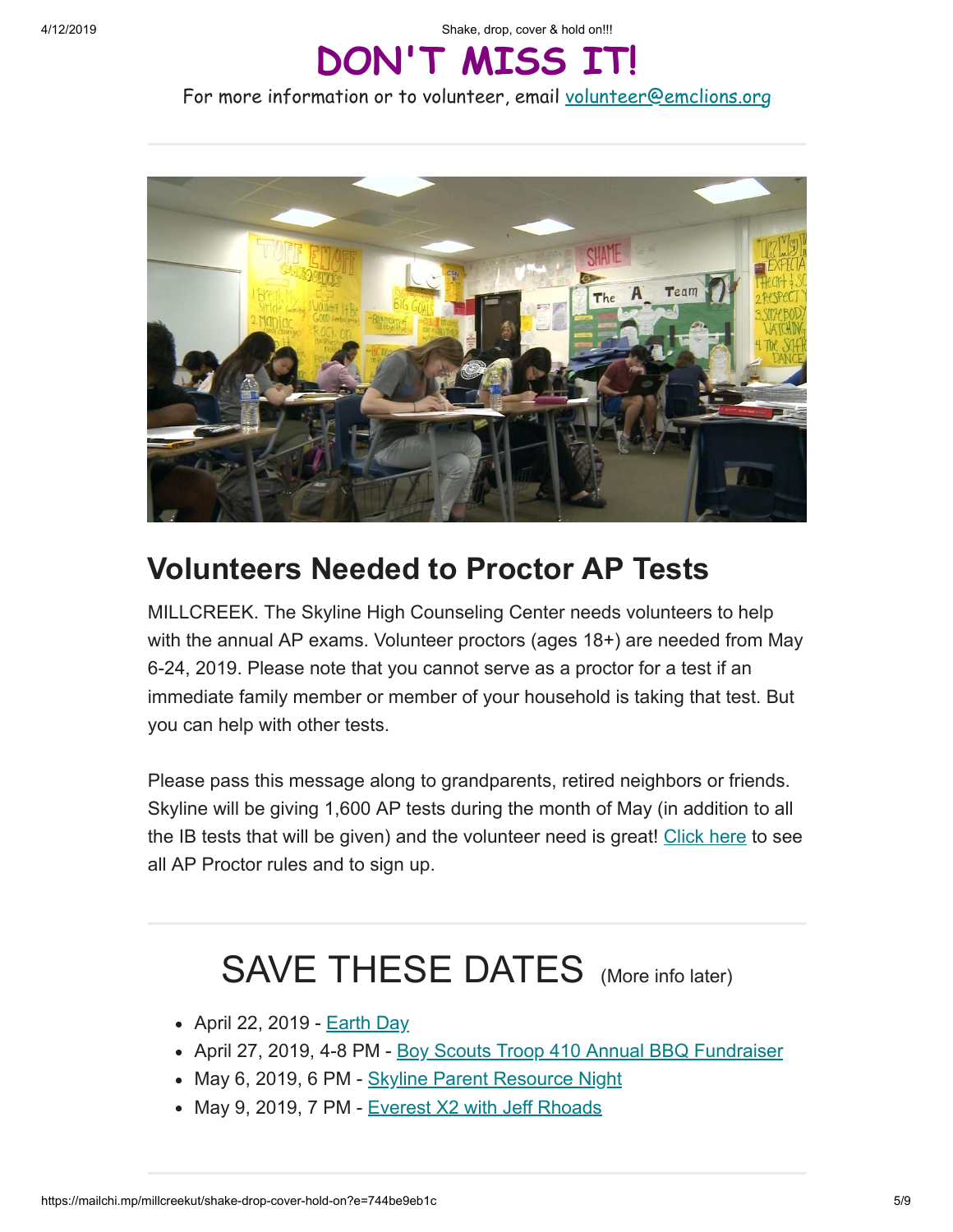# DON'T MISS IT!

For more information or to volunteer, email volunteer@emclions.org

---

## Volunteers Needed to Proctor AP Tests

MILLCREEK. The Skyline High Counseling Center needs volunteers to help with the annual AP exams. Volunteer proctors (ages 18+) are needed from May 6-24, 2019. Please note that you cannot serve as a proctor for a test if an immediate family member or member of your household is taking that test. But you can help with other tests.

Please pass this message along to grandparents, retired neighbors or friends. Skyline will be giving 1,600 AP tests during the month of May (in addition to all the IB tests that will be given) and the volunteer need is great! Click here to see all AP Proctor rules and to sign up.

---

## SAVE THESE DATES (More info later)

- April 22, 2019 - Earth Day
- April 27, 2019, 4-8 PM - Boy Scouts Troop 410 Annual BBQ Fundraiser
- May 6, 2019, 6 PM - Skyline Parent Resource Night
- May 9, 2019, 7 PM - Everest X2 with Jeff Rhoads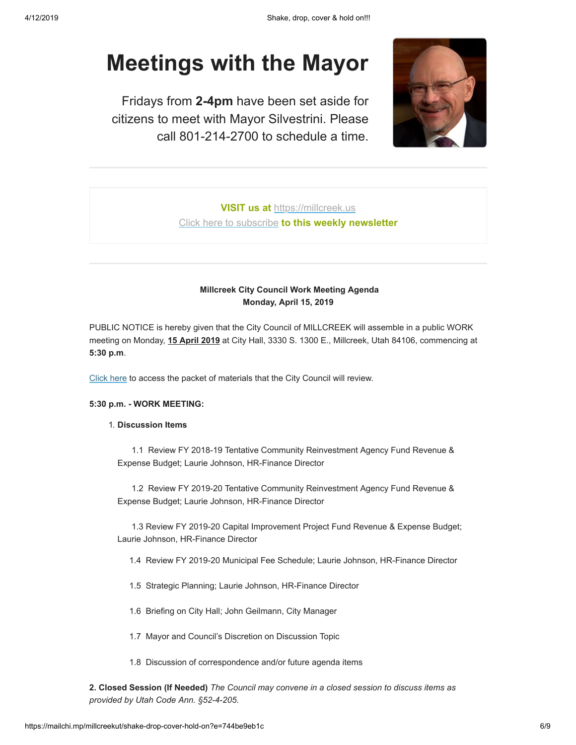# Meetings with the Mayor

Fridays from **2-4pm** have been set aside for citizens to meet with Mayor Silvestrini. Please call 801-214-2700 to schedule a time.

---

**VISIT us at** https://millcreek.us

Click here to subscribe **to this weekly newsletter**

---

**Millcreek City Council Work Meeting Agenda**
**Monday, April 15, 2019**

PUBLIC NOTICE is hereby given that the City Council of MILLCREEK will assemble in a public WORK meeting on Monday, **15 April 2019** at City Hall, 3330 S. 1300 E., Millcreek, Utah 84106, commencing at **5:30 p.m**.

Click here to access the packet of materials that the City Council will review.

**5:30 p.m. - WORK MEETING:**

1. **Discussion Items**

   1.1 Review FY 2018-19 Tentative Community Reinvestment Agency Fund Revenue & Expense Budget; Laurie Johnson, HR-Finance Director

   1.2 Review FY 2019-20 Tentative Community Reinvestment Agency Fund Revenue & Expense Budget; Laurie Johnson, HR-Finance Director

   1.3 Review FY 2019-20 Capital Improvement Project Fund Revenue & Expense Budget; Laurie Johnson, HR-Finance Director

   1.4 Review FY 2019-20 Municipal Fee Schedule; Laurie Johnson, HR-Finance Director

   1.5 Strategic Planning; Laurie Johnson, HR-Finance Director

   1.6 Briefing on City Hall; John Geilmann, City Manager

   1.7 Mayor and Council's Discretion on Discussion Topic

   1.8 Discussion of correspondence and/or future agenda items

**2. Closed Session (If Needed)** *The Council may convene in a closed session to discuss items as provided by Utah Code Ann. §52-4-205.*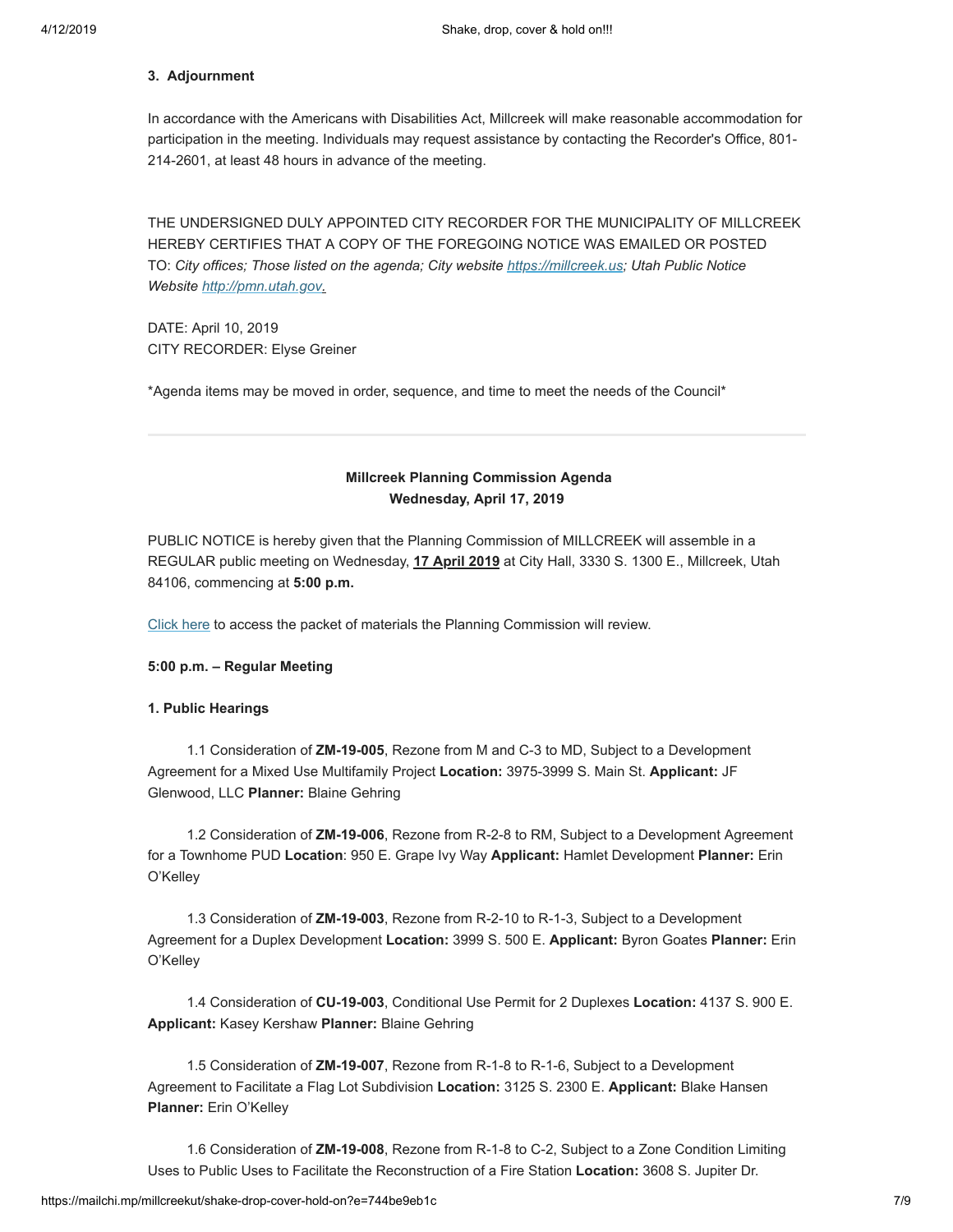**3. Adjournment**

In accordance with the Americans with Disabilities Act, Millcreek will make reasonable accommodation for participation in the meeting. Individuals may request assistance by contacting the Recorder's Office, 801-214-2601, at least 48 hours in advance of the meeting.

THE UNDERSIGNED DULY APPOINTED CITY RECORDER FOR THE MUNICIPALITY OF MILLCREEK HEREBY CERTIFIES THAT A COPY OF THE FOREGOING NOTICE WAS EMAILED OR POSTED TO: *City offices; Those listed on the agenda; City website [https://millcreek.us](https://millcreek.us); Utah Public Notice Website [http://pmn.utah.gov](http://pmn.utah.gov).*

DATE: April 10, 2019
CITY RECORDER: Elyse Greiner

*Agenda items may be moved in order, sequence, and time to meet the needs of the Council*

---

**Millcreek Planning Commission Agenda**
**Wednesday, April 17, 2019**

PUBLIC NOTICE is hereby given that the Planning Commission of MILLCREEK will assemble in a REGULAR public meeting on Wednesday, **17 April 2019** at City Hall, 3330 S. 1300 E., Millcreek, Utah 84106, commencing at **5:00 p.m.**

Click here to access the packet of materials the Planning Commission will review.

**5:00 p.m. – Regular Meeting**

**1. Public Hearings**

1.1 Consideration of **ZM-19-005**, Rezone from M and C-3 to MD, Subject to a Development Agreement for a Mixed Use Multifamily Project **Location:** 3975-3999 S. Main St. **Applicant:** JF Glenwood, LLC **Planner:** Blaine Gehring

1.2 Consideration of **ZM-19-006**, Rezone from R-2-8 to RM, Subject to a Development Agreement for a Townhome PUD **Location**: 950 E. Grape Ivy Way **Applicant:** Hamlet Development **Planner:** Erin O'Kelley

1.3 Consideration of **ZM-19-003**, Rezone from R-2-10 to R-1-3, Subject to a Development Agreement for a Duplex Development **Location:** 3999 S. 500 E. **Applicant:** Byron Goates **Planner:** Erin O'Kelley

1.4 Consideration of **CU-19-003**, Conditional Use Permit for 2 Duplexes **Location:** 4137 S. 900 E. **Applicant:** Kasey Kershaw **Planner:** Blaine Gehring

1.5 Consideration of **ZM-19-007**, Rezone from R-1-8 to R-1-6, Subject to a Development Agreement to Facilitate a Flag Lot Subdivision **Location:** 3125 S. 2300 E. **Applicant:** Blake Hansen **Planner:** Erin O'Kelley

1.6 Consideration of **ZM-19-008**, Rezone from R-1-8 to C-2, Subject to a Zone Condition Limiting Uses to Public Uses to Facilitate the Reconstruction of a Fire Station **Location:** 3608 S. Jupiter Dr.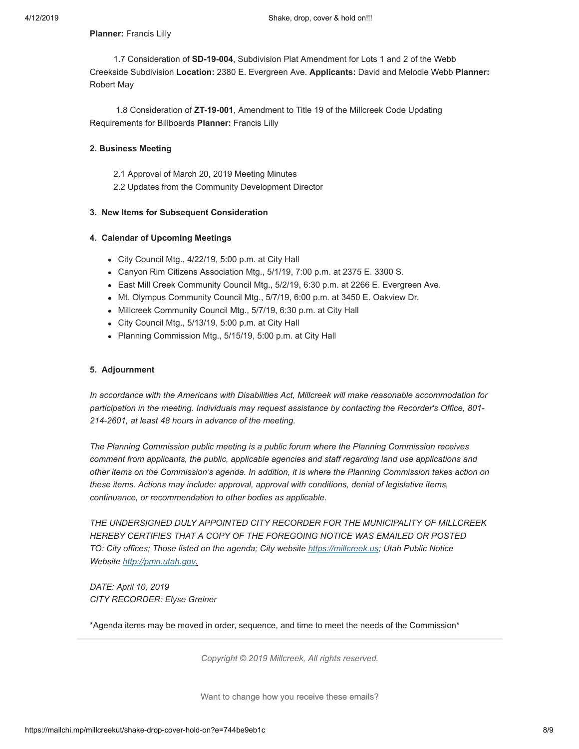**Planner:** Francis Lilly

1.7 Consideration of **SD-19-004**, Subdivision Plat Amendment for Lots 1 and 2 of the Webb Creekside Subdivision **Location:** 2380 E. Evergreen Ave. **Applicants:** David and Melodie Webb **Planner:** Robert May

1.8 Consideration of **ZT-19-001**, Amendment to Title 19 of the Millcreek Code Updating Requirements for Billboards **Planner:** Francis Lilly

**2. Business Meeting**

2.1 Approval of March 20, 2019 Meeting Minutes
2.2 Updates from the Community Development Director

**3. New Items for Subsequent Consideration**

**4. Calendar of Upcoming Meetings**

- City Council Mtg., 4/22/19, 5:00 p.m. at City Hall
- Canyon Rim Citizens Association Mtg., 5/1/19, 7:00 p.m. at 2375 E. 3300 S.
- East Mill Creek Community Council Mtg., 5/2/19, 6:30 p.m. at 2266 E. Evergreen Ave.
- Mt. Olympus Community Council Mtg., 5/7/19, 6:00 p.m. at 3450 E. Oakview Dr.
- Millcreek Community Council Mtg., 5/7/19, 6:30 p.m. at City Hall
- City Council Mtg., 5/13/19, 5:00 p.m. at City Hall
- Planning Commission Mtg., 5/15/19, 5:00 p.m. at City Hall

**5. Adjournment**

*In accordance with the Americans with Disabilities Act, Millcreek will make reasonable accommodation for participation in the meeting. Individuals may request assistance by contacting the Recorder's Office, 801-214-2601, at least 48 hours in advance of the meeting.*

*The Planning Commission public meeting is a public forum where the Planning Commission receives comment from applicants, the public, applicable agencies and staff regarding land use applications and other items on the Commission's agenda. In addition, it is where the Planning Commission takes action on these items. Actions may include: approval, approval with conditions, denial of legislative items, continuance, or recommendation to other bodies as applicable.*

*THE UNDERSIGNED DULY APPOINTED CITY RECORDER FOR THE MUNICIPALITY OF MILLCREEK HEREBY CERTIFIES THAT A COPY OF THE FOREGOING NOTICE WAS EMAILED OR POSTED TO: City offices; Those listed on the agenda; City website https://millcreek.us; Utah Public Notice Website http://pmn.utah.gov.*

*DATE: April 10, 2019*
*CITY RECORDER: Elyse Greiner*

\*Agenda items may be moved in order, sequence, and time to meet the needs of the Commission\*

---

*Copyright © 2019 Millcreek, All rights reserved.*

Want to change how you receive these emails?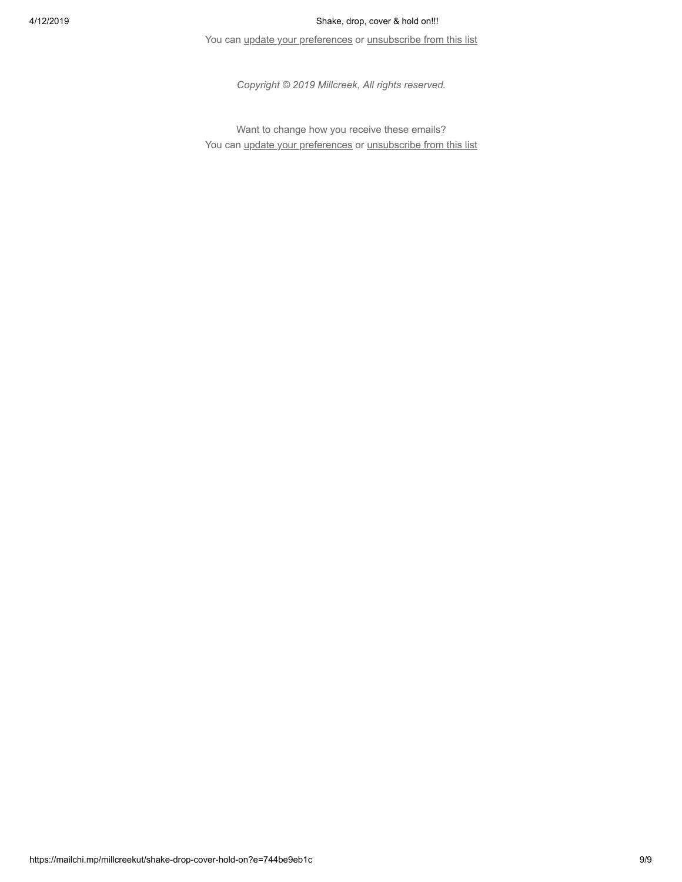You can update your preferences or unsubscribe from this list

*Copyright © 2019 Millcreek, All rights reserved.*

Want to change how you receive these emails?
You can update your preferences or unsubscribe from this list